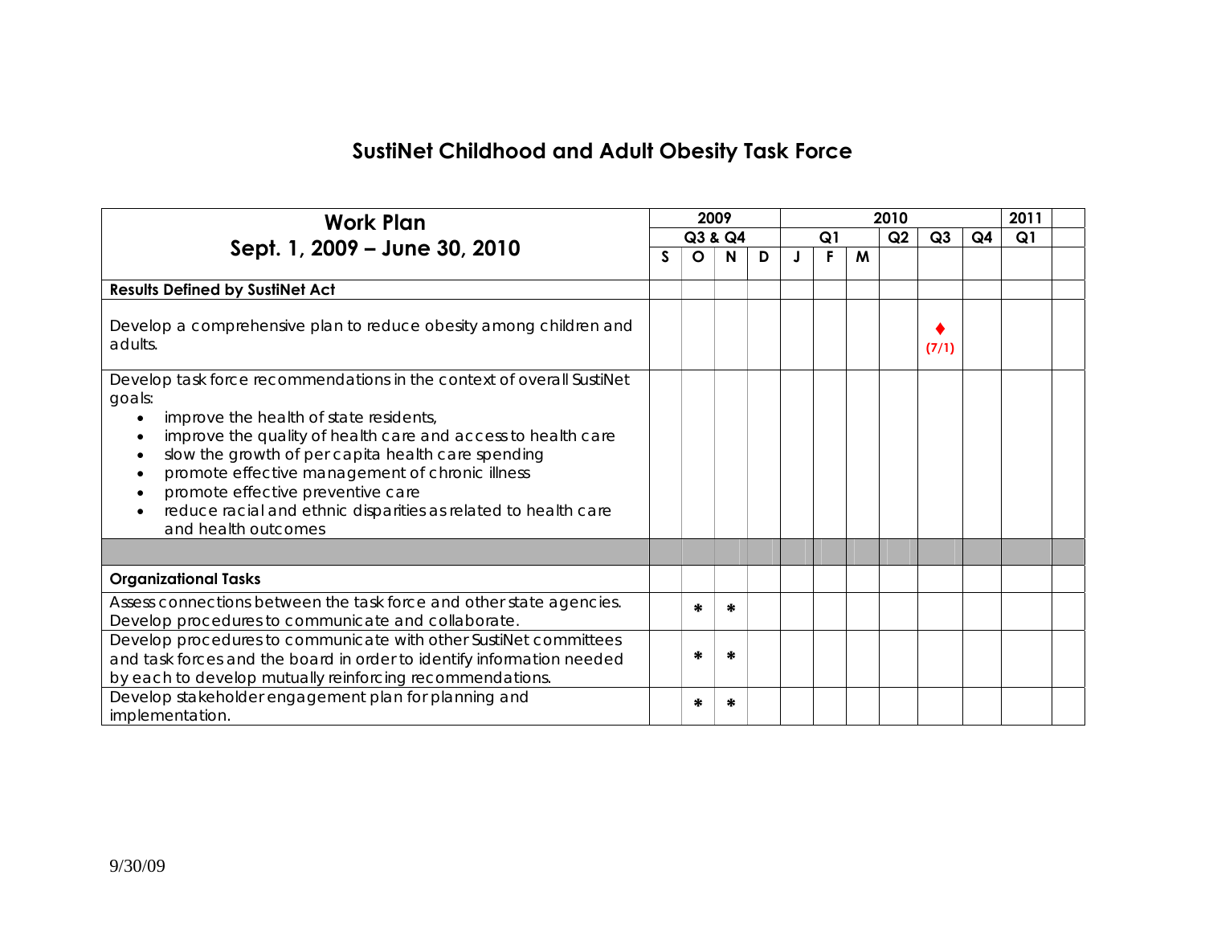# SustiNet Childhood and Adult Obesity Task Force

| Work Plan Sept. 1, 2009 – June 30, 2010 | 2009 | | | | 2010 | | | | | | 2011 | |
|---|---|---|---|---|---|---|---|---|---|---|---|---|
| | Q3 & Q4 | | | | Q1 | | | Q2 | Q3 | Q4 | Q1 | |
| | S | O | N | D | J | F | M | | | | | |
| **Results Defined by SustiNet Act** | | | | | | | | | | | | |
| Develop a comprehensive plan to reduce obesity among children and adults. | | | | | | | | | ♦ (7/1) | | | |
| Develop task force recommendations in the context of overall SustiNet goals: <br>• improve the health of state residents, <br>• improve the quality of health care and access to health care <br>• slow the growth of per capita health care spending <br>• promote effective management of chronic illness <br>• promote effective preventive care <br>• reduce racial and ethnic disparities as related to health care and health outcomes | | | | | | | | | | | | |
| | | | | | | | | | | | | |
| **Organizational Tasks** | | | | | | | | | | | | |
| Assess connections between the task force and other state agencies. Develop procedures to communicate and collaborate. | | * | * | | | | | | | | | |
| Develop procedures to communicate with other SustiNet committees and task forces and the board in order to identify information needed by each to develop mutually reinforcing recommendations. | | * | * | | | | | | | | | |
| Develop stakeholder engagement plan for planning and implementation. | | * | * | | | | | | | | | |

9/30/09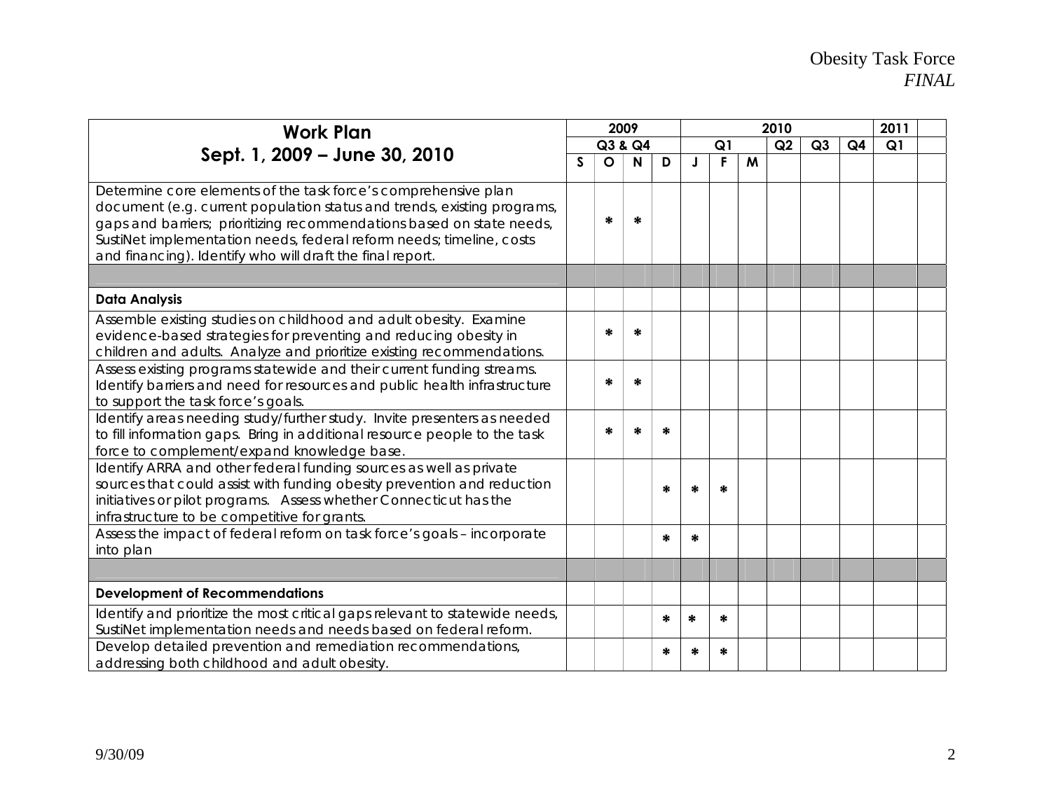| Work Plan Sept. 1, 2009 – June 30, 2010 | 2009 | | | | 2010 | | | | | | 2011 | |
|---|---|---|---|---|---|---|---|---|---|---|---|---|
| | Q3 & Q4 | | | | Q1 | | | Q2 | Q3 | Q4 | Q1 | |
| | S | O | N | D | J | F | M | | | | | |
| Determine core elements of the task force's comprehensive plan document (e.g. current population status and trends, existing programs, gaps and barriers; prioritizing recommendations based on state needs, SustiNet implementation needs, federal reform needs; timeline, costs and financing). Identify who will draft the final report. | | * | * | | | | | | | | | |
| | | | | | | | | | | | | |
| **Data Analysis** | | | | | | | | | | | | |
| Assemble existing studies on childhood and adult obesity. Examine evidence-based strategies for preventing and reducing obesity in children and adults. Analyze and prioritize existing recommendations. | | * | * | | | | | | | | | |
| Assess existing programs statewide and their current funding streams. Identify barriers and need for resources and public health infrastructure to support the task force's goals. | | * | * | | | | | | | | | |
| Identify areas needing study/further study. Invite presenters as needed to fill information gaps. Bring in additional resource people to the task force to complement/expand knowledge base. | | * | * | * | | | | | | | | |
| Identify ARRA and other federal funding sources as well as private sources that could assist with funding obesity prevention and reduction initiatives or pilot programs. Assess whether Connecticut has the infrastructure to be competitive for grants. | | | | * | * | * | | | | | | |
| Assess the impact of federal reform on task force's goals – incorporate into plan | | | | * | * | | | | | | | |
| | | | | | | | | | | | | |
| **Development of Recommendations** | | | | | | | | | | | | |
| Identify and prioritize the most critical gaps relevant to statewide needs, SustiNet implementation needs and needs based on federal reform. | | | | * | * | * | | | | | | |
| Develop detailed prevention and remediation recommendations, addressing both childhood and adult obesity. | | | | * | * | * | | | | | | |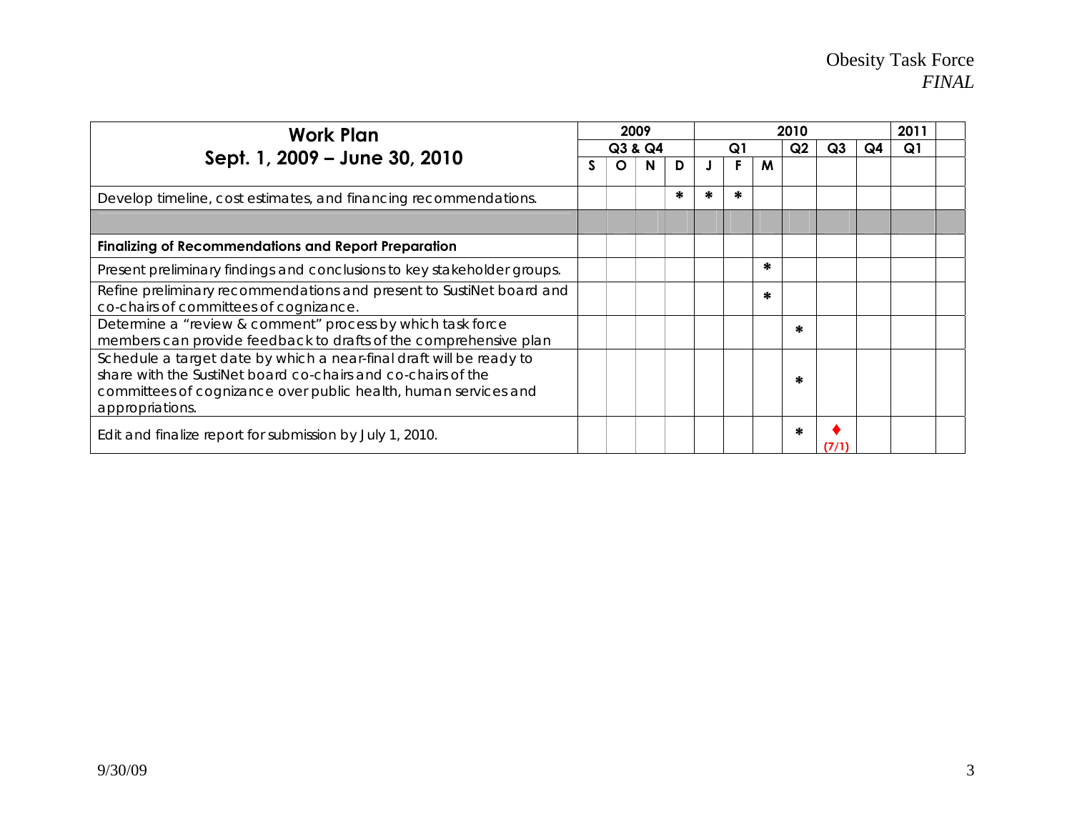| Work Plan Sept. 1, 2009 – June 30, 2010 | 2009 | | | | 2010 | | | | | | 2011 | |
|---|---|---|---|---|---|---|---|---|---|---|---|---|
| | Q3 & Q4 | | | | Q1 | | | Q2 | Q3 | Q4 | Q1 | |
| | S | O | N | D | J | F | M | | | | | |
| Develop timeline, cost estimates, and financing recommendations. | | | | * | * | * | | | | | | |
| | | | | | | | | | | | | |
| **Finalizing of Recommendations and Report Preparation** | | | | | | | | | | | | |
| Present preliminary findings and conclusions to key stakeholder groups. | | | | | | | * | | | | | |
| Refine preliminary recommendations and present to SustiNet board and co-chairs of committees of cognizance. | | | | | | | * | | | | | |
| Determine a "review & comment" process by which task force members can provide feedback to drafts of the comprehensive plan | | | | | | | | * | | | | |
| Schedule a target date by which a near-final draft will be ready to share with the SustiNet board co-chairs and co-chairs of the committees of cognizance over public health, human services and appropriations. | | | | | | | | * | | | | |
| Edit and finalize report for submission by July 1, 2010. | | | | | | | | * | ♦ (7/1) | | | |